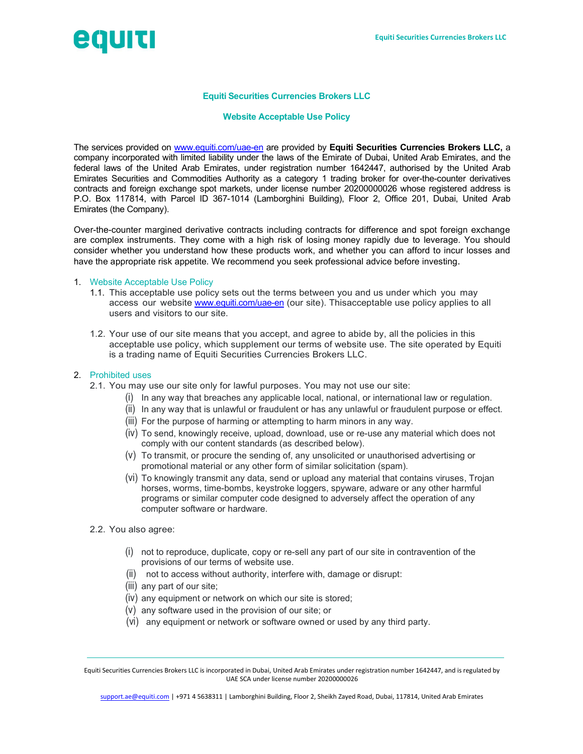# Equiti Securities Currencies Brokers LLC

## Website Acceptable Use Policy

The services provided on www.equiti.com/uae-en are provided by **Equiti Securities Currencies Brokers LLC,** a company incorporated with limited liability under the laws of the Emirate of Dubai, United Arab Emirates, and the federal laws of the United Arab Emirates, under registration number 1642447, authorised by the United Arab Emirates Securities and Commodities Authority as a category 1 trading broker for over-the-counter derivatives contracts and foreign exchange spot markets, under license number 20200000026 whose registered address is P.O. Box 117814, with Parcel ID 367-1014 (Lamborghini Building), Floor 2, Office 201, Dubai, United Arab Emirates (the Company).

Over-the-counter margined derivative contracts including contracts for difference and spot foreign exchange are complex instruments. They come with a high risk of losing money rapidly due to leverage. You should consider whether you understand how these products work, and whether you can afford to incur losses and have the appropriate risk appetite. We recommend you seek professional advice before investing.

### 1. Website Acceptable Use Policy

1.1. This acceptable use policy sets out the terms between you and us under which you may access our website www.equiti.com/uae-en (our site). Thisacceptable use policy applies to all users and visitors to our site.

1.2. Your use of our site means that you accept, and agree to abide by, all the policies in this acceptable use policy, which supplement our terms of website use. The site operated by Equiti is a trading name of Equiti Securities Currencies Brokers LLC.

### 2. Prohibited uses

2.1. You may use our site only for lawful purposes. You may not use our site:

- (i) In any way that breaches any applicable local, national, or international law or regulation.
- (ii) In any way that is unlawful or fraudulent or has any unlawful or fraudulent purpose or effect.
- (iii) For the purpose of harming or attempting to harm minors in any way.
- (iv) To send, knowingly receive, upload, download, use or re-use any material which does not comply with our content standards (as described below).
- (v) To transmit, or procure the sending of, any unsolicited or unauthorised advertising or promotional material or any other form of similar solicitation (spam).
- (vi) To knowingly transmit any data, send or upload any material that contains viruses, Trojan horses, worms, time-bombs, keystroke loggers, spyware, adware or any other harmful programs or similar computer code designed to adversely affect the operation of any computer software or hardware.

2.2. You also agree:

- (i) not to reproduce, duplicate, copy or re-sell any part of our site in contravention of the provisions of our terms of website use.
- (ii) not to access without authority, interfere with, damage or disrupt:
- (iii) any part of our site;
- (iv) any equipment or network on which our site is stored;
- (v) any software used in the provision of our site; or
- (vi) any equipment or network or software owned or used by any third party.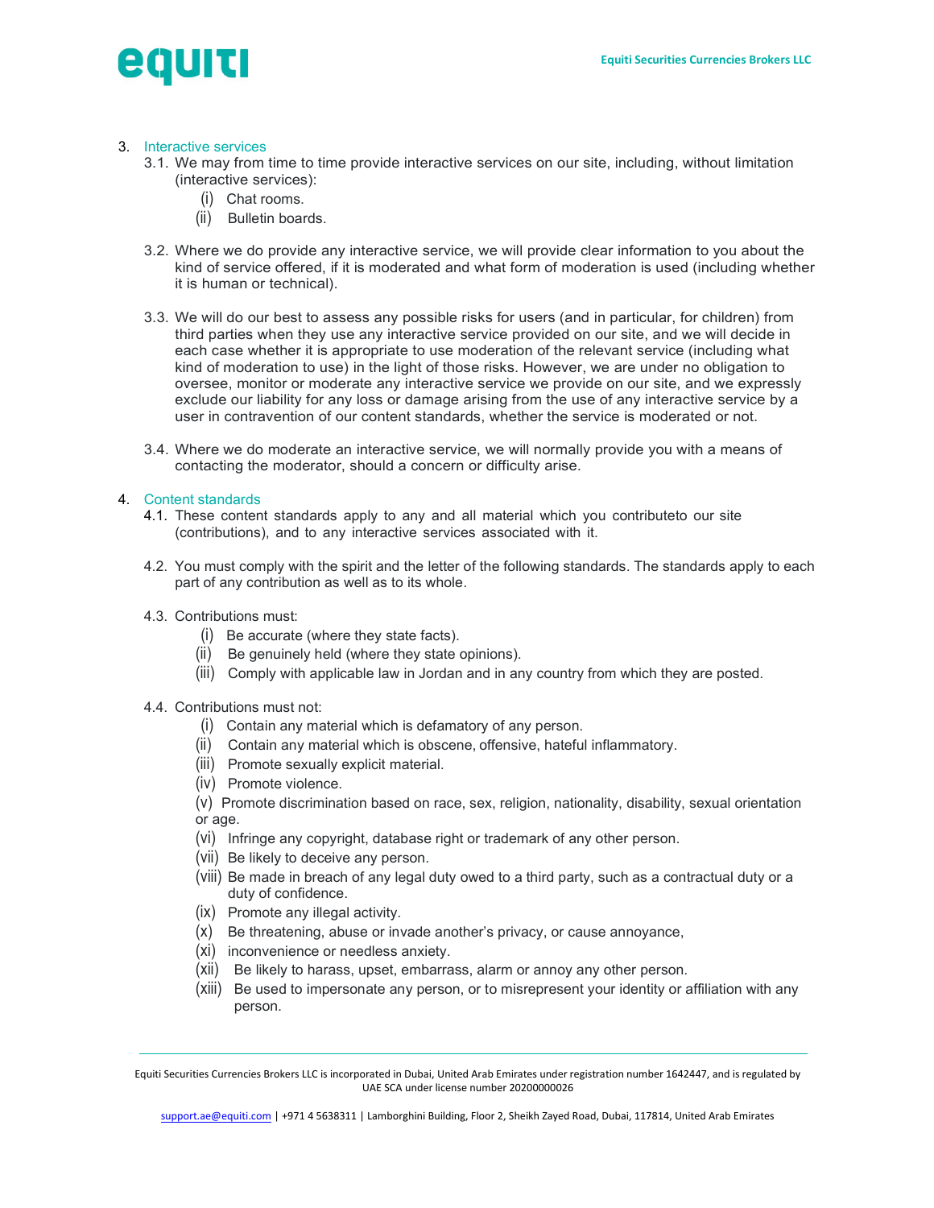3. Interactive services

3.1. We may from time to time provide interactive services on our site, including, without limitation (interactive services):

(i) Chat rooms.

(ii) Bulletin boards.

3.2. Where we do provide any interactive service, we will provide clear information to you about the kind of service offered, if it is moderated and what form of moderation is used (including whether it is human or technical).

3.3. We will do our best to assess any possible risks for users (and in particular, for children) from third parties when they use any interactive service provided on our site, and we will decide in each case whether it is appropriate to use moderation of the relevant service (including what kind of moderation to use) in the light of those risks. However, we are under no obligation to oversee, monitor or moderate any interactive service we provide on our site, and we expressly exclude our liability for any loss or damage arising from the use of any interactive service by a user in contravention of our content standards, whether the service is moderated or not.

3.4. Where we do moderate an interactive service, we will normally provide you with a means of contacting the moderator, should a concern or difficulty arise.

4. Content standards

4.1. These content standards apply to any and all material which you contributeto our site (contributions), and to any interactive services associated with it.

4.2. You must comply with the spirit and the letter of the following standards. The standards apply to each part of any contribution as well as to its whole.

4.3. Contributions must:

(i) Be accurate (where they state facts).

(ii) Be genuinely held (where they state opinions).

(iii) Comply with applicable law in Jordan and in any country from which they are posted.

4.4. Contributions must not:

(i) Contain any material which is defamatory of any person.

(ii) Contain any material which is obscene, offensive, hateful inflammatory.

(iii) Promote sexually explicit material.

(iv) Promote violence.

(v) Promote discrimination based on race, sex, religion, nationality, disability, sexual orientation or age.

(vi) Infringe any copyright, database right or trademark of any other person.

(vii) Be likely to deceive any person.

(viii) Be made in breach of any legal duty owed to a third party, such as a contractual duty or a duty of confidence.

(ix) Promote any illegal activity.

(x) Be threatening, abuse or invade another's privacy, or cause annoyance,

(xi) inconvenience or needless anxiety.

(xii) Be likely to harass, upset, embarrass, alarm or annoy any other person.

(xiii) Be used to impersonate any person, or to misrepresent your identity or affiliation with any person.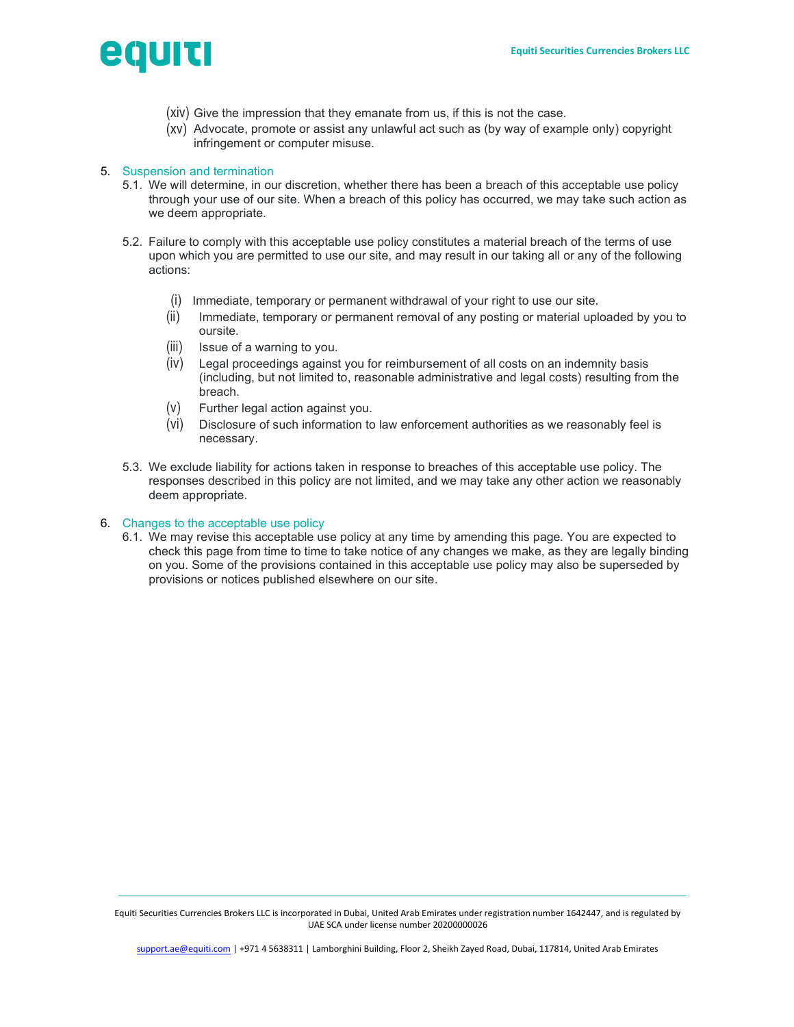(xiv) Give the impression that they emanate from us, if this is not the case.

(xv) Advocate, promote or assist any unlawful act such as (by way of example only) copyright infringement or computer misuse.

## 5. Suspension and termination

5.1. We will determine, in our discretion, whether there has been a breach of this acceptable use policy through your use of our site. When a breach of this policy has occurred, we may take such action as we deem appropriate.

5.2. Failure to comply with this acceptable use policy constitutes a material breach of the terms of use upon which you are permitted to use our site, and may result in our taking all or any of the following actions:

(i) Immediate, temporary or permanent withdrawal of your right to use our site.

(ii) Immediate, temporary or permanent removal of any posting or material uploaded by you to oursite.

(iii) Issue of a warning to you.

(iv) Legal proceedings against you for reimbursement of all costs on an indemnity basis (including, but not limited to, reasonable administrative and legal costs) resulting from the breach.

(v) Further legal action against you.

(vi) Disclosure of such information to law enforcement authorities as we reasonably feel is necessary.

5.3. We exclude liability for actions taken in response to breaches of this acceptable use policy. The responses described in this policy are not limited, and we may take any other action we reasonably deem appropriate.

## 6. Changes to the acceptable use policy

6.1. We may revise this acceptable use policy at any time by amending this page. You are expected to check this page from time to time to take notice of any changes we make, as they are legally binding on you. Some of the provisions contained in this acceptable use policy may also be superseded by provisions or notices published elsewhere on our site.